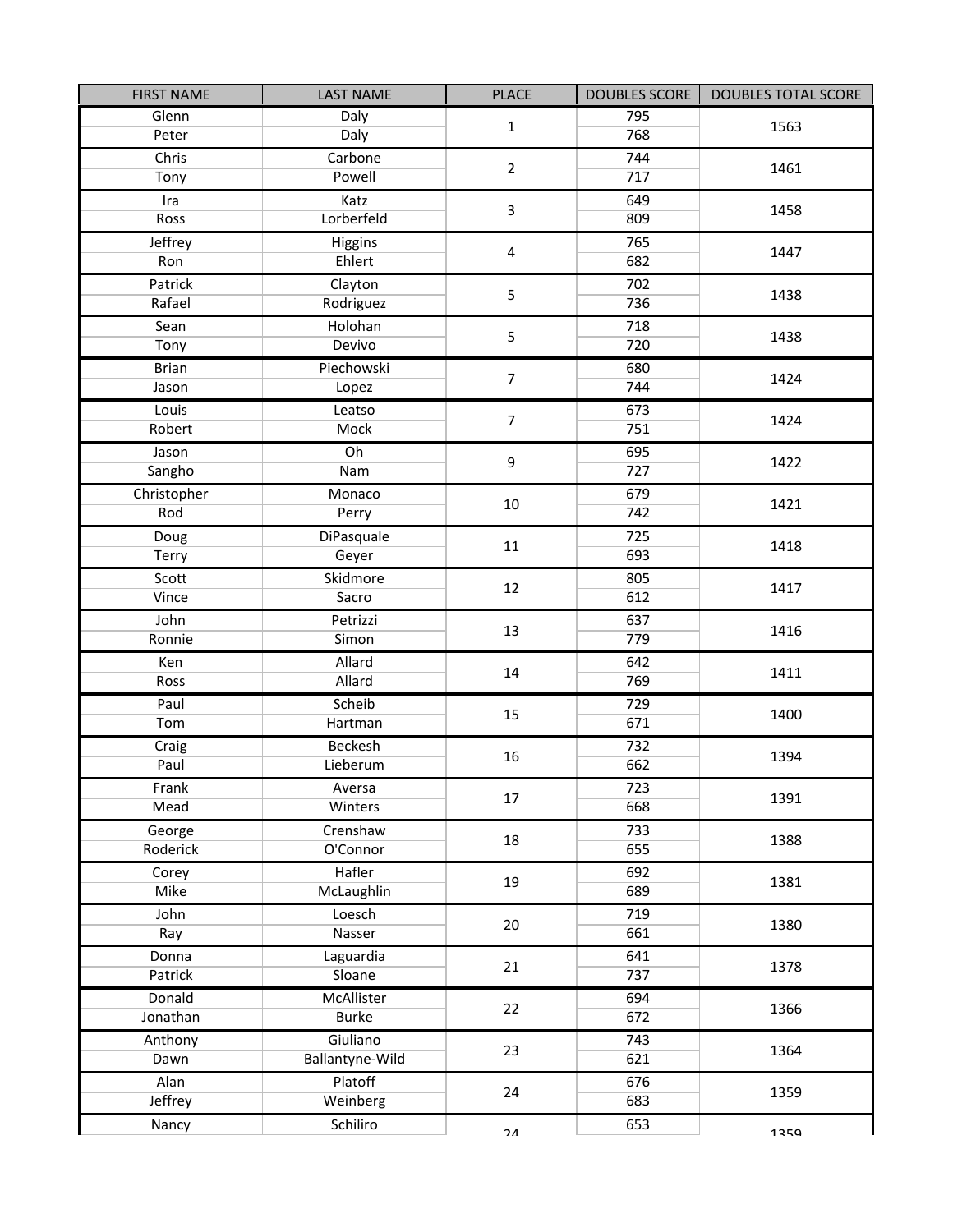| FIRST NAME | LAST NAME | PLACE | DOUBLES SCORE | DOUBLES TOTAL SCORE |
|---|---|---|---|---|
| Glenn | Daly | 1 | 795 | 1563 |
| Peter | Daly | | 768 | |
| Chris | Carbone | 2 | 744 | 1461 |
| Tony | Powell | | 717 | |
| Ira | Katz | 3 | 649 | 1458 |
| Ross | Lorberfeld | | 809 | |
| Jeffrey | Higgins | 4 | 765 | 1447 |
| Ron | Ehlert | | 682 | |
| Patrick | Clayton | 5 | 702 | 1438 |
| Rafael | Rodriguez | | 736 | |
| Sean | Holohan | 5 | 718 | 1438 |
| Tony | Devivo | | 720 | |
| Brian | Piechowski | 7 | 680 | 1424 |
| Jason | Lopez | | 744 | |
| Louis | Leatso | 7 | 673 | 1424 |
| Robert | Mock | | 751 | |
| Jason | Oh | 9 | 695 | 1422 |
| Sangho | Nam | | 727 | |
| Christopher | Monaco | 10 | 679 | 1421 |
| Rod | Perry | | 742 | |
| Doug | DiPasquale | 11 | 725 | 1418 |
| Terry | Geyer | | 693 | |
| Scott | Skidmore | 12 | 805 | 1417 |
| Vince | Sacro | | 612 | |
| John | Petrizzi | 13 | 637 | 1416 |
| Ronnie | Simon | | 779 | |
| Ken | Allard | 14 | 642 | 1411 |
| Ross | Allard | | 769 | |
| Paul | Scheib | 15 | 729 | 1400 |
| Tom | Hartman | | 671 | |
| Craig | Beckesh | 16 | 732 | 1394 |
| Paul | Lieberum | | 662 | |
| Frank | Aversa | 17 | 723 | 1391 |
| Mead | Winters | | 668 | |
| George | Crenshaw | 18 | 733 | 1388 |
| Roderick | O'Connor | | 655 | |
| Corey | Hafler | 19 | 692 | 1381 |
| Mike | McLaughlin | | 689 | |
| John | Loesch | 20 | 719 | 1380 |
| Ray | Nasser | | 661 | |
| Donna | Laguardia | 21 | 641 | 1378 |
| Patrick | Sloane | | 737 | |
| Donald | McAllister | 22 | 694 | 1366 |
| Jonathan | Burke | | 672 | |
| Anthony | Giuliano | 23 | 743 | 1364 |
| Dawn | Ballantyne-Wild | | 621 | |
| Alan | Platoff | 24 | 676 | 1359 |
| Jeffrey | Weinberg | | 683 | |
| Nancy | Schiliro | 24 | 653 | 1359 |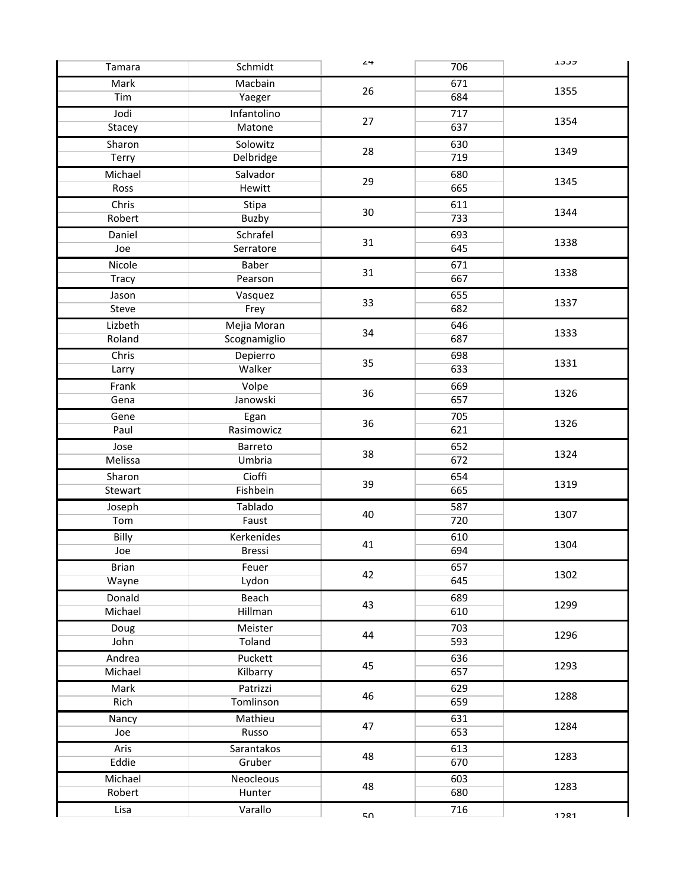| Tamara | Schmidt | 24 | 706 | 1359 |
|---|---|---|---|---|
| Mark | Macbain | 26 | 671 | 1355 |
| Tim | Yaeger | | 684 | |
| Jodi | Infantolino | 27 | 717 | 1354 |
| Stacey | Matone | | 637 | |
| Sharon | Solowitz | 28 | 630 | 1349 |
| Terry | Delbridge | | 719 | |
| Michael | Salvador | 29 | 680 | 1345 |
| Ross | Hewitt | | 665 | |
| Chris | Stipa | 30 | 611 | 1344 |
| Robert | Buzby | | 733 | |
| Daniel | Schrafel | 31 | 693 | 1338 |
| Joe | Serratore | | 645 | |
| Nicole | Baber | 31 | 671 | 1338 |
| Tracy | Pearson | | 667 | |
| Jason | Vasquez | 33 | 655 | 1337 |
| Steve | Frey | | 682 | |
| Lizbeth | Mejia Moran | 34 | 646 | 1333 |
| Roland | Scognamiglio | | 687 | |
| Chris | Depierro | 35 | 698 | 1331 |
| Larry | Walker | | 633 | |
| Frank | Volpe | 36 | 669 | 1326 |
| Gena | Janowski | | 657 | |
| Gene | Egan | 36 | 705 | 1326 |
| Paul | Rasimowicz | | 621 | |
| Jose | Barreto | 38 | 652 | 1324 |
| Melissa | Umbria | | 672 | |
| Sharon | Cioffi | 39 | 654 | 1319 |
| Stewart | Fishbein | | 665 | |
| Joseph | Tablado | 40 | 587 | 1307 |
| Tom | Faust | | 720 | |
| Billy | Kerkenides | 41 | 610 | 1304 |
| Joe | Bressi | | 694 | |
| Brian | Feuer | 42 | 657 | 1302 |
| Wayne | Lydon | | 645 | |
| Donald | Beach | 43 | 689 | 1299 |
| Michael | Hillman | | 610 | |
| Doug | Meister | 44 | 703 | 1296 |
| John | Toland | | 593 | |
| Andrea | Puckett | 45 | 636 | 1293 |
| Michael | Kilbarry | | 657 | |
| Mark | Patrizzi | 46 | 629 | 1288 |
| Rich | Tomlinson | | 659 | |
| Nancy | Mathieu | 47 | 631 | 1284 |
| Joe | Russo | | 653 | |
| Aris | Sarantakos | 48 | 613 | 1283 |
| Eddie | Gruber | | 670 | |
| Michael | Neocleous | 48 | 603 | 1283 |
| Robert | Hunter | | 680 | |
| Lisa | Varallo | 50 | 716 | 1281 |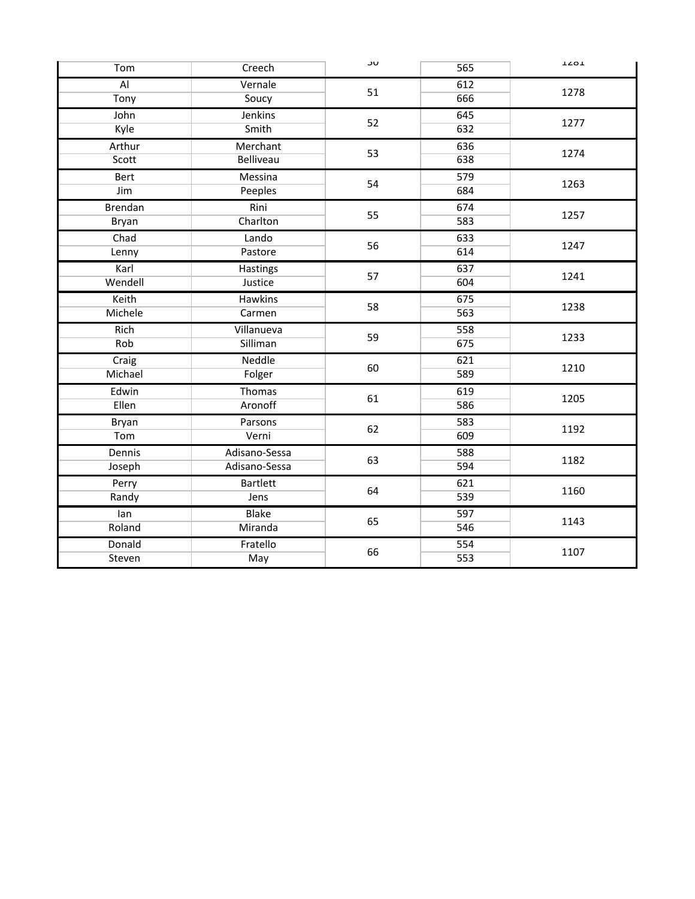| | | | | |
|---|---|---|---|---|
| Tom | Creech | 50 | 565 | 1281 |
| Al | Vernale | 51 | 612 | 1278 |
| Tony | Soucy | | 666 | |
| John | Jenkins | 52 | 645 | 1277 |
| Kyle | Smith | | 632 | |
| Arthur | Merchant | 53 | 636 | 1274 |
| Scott | Belliveau | | 638 | |
| Bert | Messina | 54 | 579 | 1263 |
| Jim | Peeples | | 684 | |
| Brendan | Rini | 55 | 674 | 1257 |
| Bryan | Charlton | | 583 | |
| Chad | Lando | 56 | 633 | 1247 |
| Lenny | Pastore | | 614 | |
| Karl | Hastings | 57 | 637 | 1241 |
| Wendell | Justice | | 604 | |
| Keith | Hawkins | 58 | 675 | 1238 |
| Michele | Carmen | | 563 | |
| Rich | Villanueva | 59 | 558 | 1233 |
| Rob | Silliman | | 675 | |
| Craig | Neddle | 60 | 621 | 1210 |
| Michael | Folger | | 589 | |
| Edwin | Thomas | 61 | 619 | 1205 |
| Ellen | Aronoff | | 586 | |
| Bryan | Parsons | 62 | 583 | 1192 |
| Tom | Verni | | 609 | |
| Dennis | Adisano-Sessa | 63 | 588 | 1182 |
| Joseph | Adisano-Sessa | | 594 | |
| Perry | Bartlett | 64 | 621 | 1160 |
| Randy | Jens | | 539 | |
| Ian | Blake | 65 | 597 | 1143 |
| Roland | Miranda | | 546 | |
| Donald | Fratello | 66 | 554 | 1107 |
| Steven | May | | 553 | |